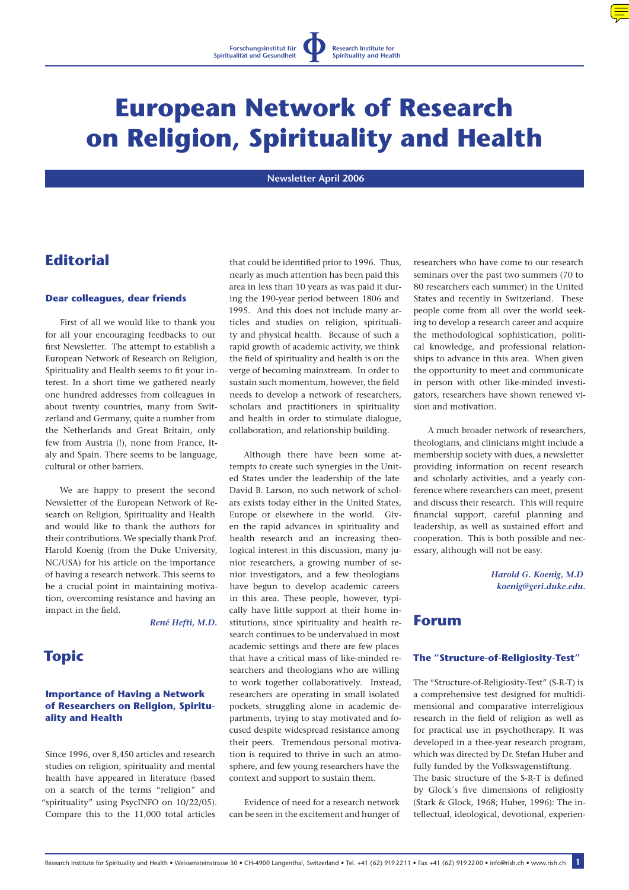Forschungsinstitut für Spiritualität und Gesundheit · Research Institute for Spirituality and Health

# European Network of Research on Religion, Spirituality and Health

**Newsletter April 2006**

## Editorial

### Dear colleagues, dear friends

First of all we would like to thank you for all your encouraging feedbacks to our first Newsletter. The attempt to establish a European Network of Research on Religion, Spirituality and Health seems to fit your interest. In a short time we gathered nearly one hundred addresses from colleagues in about twenty countries, many from Switzerland and Germany, quite a number from the Netherlands and Great Britain, only few from Austria (!), none from France, Italy and Spain. There seems to be language, cultural or other barriers.

We are happy to present the second Newsletter of the European Network of Research on Religion, Spirituality and Health and would like to thank the authors for their contributions. We specially thank Prof. Harold Koenig (from the Duke University, NC/USA) for his article on the importance of having a research network. This seems to be a crucial point in maintaining motivation, overcoming resistance and having an impact in the field.

*René Hefti, M.D.*

## Topic

### Importance of Having a Network of Researchers on Religion, Spirituality and Health

Since 1996, over 8,450 articles and research studies on religion, spirituality and mental health have appeared in literature (based on a search of the terms "religion" and "spirituality" using PsycINFO on 10/22/05). Compare this to the 11,000 total articles that could be identified prior to 1996. Thus, nearly as much attention has been paid this area in less than 10 years as was paid it during the 190-year period between 1806 and 1995. And this does not include many articles and studies on religion, spirituality and physical health. Because of such a rapid growth of academic activity, we think the field of spirituality and health is on the verge of becoming mainstream. In order to sustain such momentum, however, the field needs to develop a network of researchers, scholars and practitioners in spirituality and health in order to stimulate dialogue, collaboration, and relationship building.

Although there have been some attempts to create such synergies in the United States under the leadership of the late David B. Larson, no such network of scholars exists today either in the United States, Europe or elsewhere in the world. Given the rapid advances in spirituality and health research and an increasing theological interest in this discussion, many junior researchers, a growing number of senior investigators, and a few theologians have begun to develop academic careers in this area. These people, however, typically have little support at their home institutions, since spirituality and health research continues to be undervalued in most academic settings and there are few places that have a critical mass of like-minded researchers and theologians who are willing to work together collaboratively. Instead, researchers are operating in small isolated pockets, struggling alone in academic departments, trying to stay motivated and focused despite widespread resistance among their peers. Tremendous personal motivation is required to thrive in such an atmosphere, and few young researchers have the context and support to sustain them.

Evidence of need for a research network can be seen in the excitement and hunger of researchers who have come to our research seminars over the past two summers (70 to 80 researchers each summer) in the United States and recently in Switzerland. These people come from all over the world seeking to develop a research career and acquire the methodological sophistication, political knowledge, and professional relationships to advance in this area. When given the opportunity to meet and communicate in person with other like-minded investigators, researchers have shown renewed vision and motivation.

A much broader network of researchers, theologians, and clinicians might include a membership society with dues, a newsletter providing information on recent research and scholarly activities, and a yearly conference where researchers can meet, present and discuss their research. This will require financial support, careful planning and leadership, as well as sustained effort and cooperation. This is both possible and necessary, although will not be easy.

*Harold G. Koenig, M.D*
*koenig@geri.duke.edu.*

## Forum

### The "Structure-of-Religiosity-Test"

The "Structure-of-Religiosity-Test" (S-R-T) is a comprehensive test designed for multidimensional and comparative interreligious research in the field of religion as well as for practical use in psychotherapy. It was developed in a thee-year research program, which was directed by Dr. Stefan Huber and fully funded by the Volkswagenstiftung.
The basic structure of the S-R-T is defined by Glock´s five dimensions of religiosity (Stark & Glock, 1968; Huber, 1996): The intellectual, ideological, devotional, experien-

Research Institute for Spirituality and Health • Weissensteinstrasse 30 • CH-4900 Langenthal, Switzerland • Tel. +41 (62) 919 22 11 • Fax +41 (62) 919 22 00 • info@rish.ch • www.rish.ch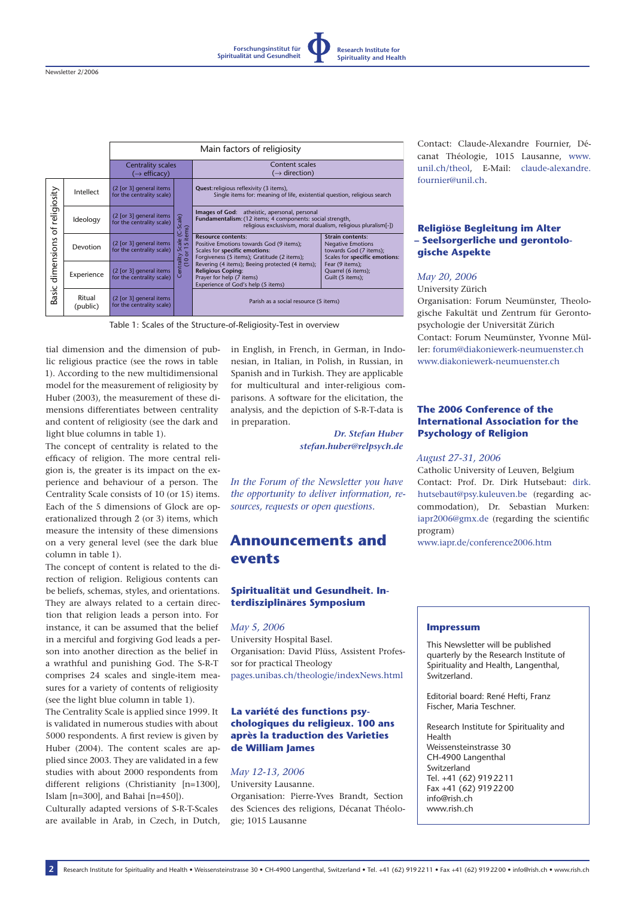| | | Main factors of religiosity | | | |
|---|---|---|---|---|---|
| | | Centrality scales (→ efficacy) | | Content scales (→ direction) | |
| Basic dimensions of religiosity | Intellect | (2 [or 3] general items for the centrality scale) | Centrality Scale (C-Scale) (10 or 15 items) | **Quest**: religious reflexivity (3 items), Single items for: meaning of life, existential question, religious search | |
| | Ideology | (2 [or 3] general items for the centrality scale) | | **Images of God**: atheistic, apersonal, personal **Fundamentalism**: (12 items; 4 components: social strength, religious exclusivism, moral dualism, religious pluralism[-]) | |
| | Devotion | (2 [or 3] general items for the centrality scale) | | **Resource contents**: Positive Emotions towards God (9 items); Scales for **specific emotions**: Forgiveness (5 items); Gratitude (2 items); Revering (4 items); Beeing protected (4 items); **Religious Coping**: Prayer for help (7 items) Experience of God's help (5 items) | **Strain contents**: Negative Emotions towards God (7 items); Scales for **specific emotions**: Fear (9 items); Quarrel (6 items); Guilt (5 items); |
| | Experience | (2 [or 3] general items for the centrality scale) | | | |
| | Ritual (public) | (2 [or 3] general items for the centrality scale) | | Parish as a social resource (5 items) | |

Table 1: Scales of the Structure-of-Religiosity-Test in overview

tial dimension and the dimension of public religious practice (see the rows in table 1). According to the new multidimensional model for the measurement of religiosity by Huber (2003), the measurement of these dimensions differentiates between centrality and content of religiosity (see the dark and light blue columns in table 1).

The concept of centrality is related to the efficacy of religion. The more central religion is, the greater is its impact on the experience and behaviour of a person. The Centrality Scale consists of 10 (or 15) items. Each of the 5 dimensions of Glock are operationalized through 2 (or 3) items, which measure the intensity of these dimensions on a very general level (see the dark blue column in table 1).

The concept of content is related to the direction of religion. Religious contents can be beliefs, schemas, styles, and orientations. They are always related to a certain direction that religion leads a person into. For instance, it can be assumed that the belief in a merciful and forgiving God leads a person into another direction as the belief in a wrathful and punishing God. The S-R-T comprises 24 scales and single-item measures for a variety of contents of religiosity (see the light blue column in table 1).

The Centrality Scale is applied since 1999. It is validated in numerous studies with about 5000 respondents. A first review is given by Huber (2004). The content scales are applied since 2003. They are validated in a few studies with about 2000 respondents from different religions (Christianity [n=1300], Islam [n=300], and Bahai [n=450]).

Culturally adapted versions of S-R-T-Scales are available in Arab, in Czech, in Dutch, in English, in French, in German, in Indonesian, in Italian, in Polish, in Russian, in Spanish and in Turkish. They are applicable for multicultural and inter-religious comparisons. A software for the elicitation, the analysis, and the depiction of S-R-T-data is in preparation.

*Dr. Stefan Huber*
*stefan.huber@relpsych.de*

*In the Forum of the Newsletter you have the opportunity to deliver information, resources, requests or open questions.*

## Announcements and events

### Spiritualität und Gesundheit. Interdisziplinäres Symposium

*May 5, 2006*
University Hospital Basel.
Organisation: David Plüss, Assistent Professor for practical Theology
pages.unibas.ch/theologie/indexNews.html

### La variété des functions psychologiques du religieux. 100 ans après la traduction des Varieties de William James

*May 12-13, 2006*
University Lausanne.
Organisation: Pierre-Yves Brandt, Section des Sciences des religions, Décanat Théologie; 1015 Lausanne
Contact: Claude-Alexandre Fournier, Décanat Théologie, 1015 Lausanne, www.unil.ch/theol, E-Mail: claude-alexandre.fournier@unil.ch.

### Religiöse Begleitung im Alter – Seelsorgerliche und gerontologische Aspekte

*May 20, 2006*
University Zürich
Organisation: Forum Neumünster, Theologische Fakultät und Zentrum für Gerontopsychologie der Universität Zürich
Contact: Forum Neumünster, Yvonne Müller: forum@diakoniewerk-neumuenster.ch
www.diakoniewerk-neumuenster.ch

### The 2006 Conference of the International Association for the Psychology of Religion

*August 27-31, 2006*
Catholic University of Leuven, Belgium
Contact: Prof. Dr. Dirk Hutsebaut: dirk.hutsebaut@psy.kuleuven.be (regarding accommodation), Dr. Sebastian Murken: iapr2006@gmx.de (regarding the scientific program)
www.iapr.de/conference2006.htm

### Impressum

This Newsletter will be published quarterly by the Research Institute of Spirituality and Health, Langenthal, Switzerland.

Editorial board: René Hefti, Franz Fischer, Maria Teschner.

Research Institute for Spirituality and Health
Weissensteinstrasse 30
CH-4900 Langenthal
Switzerland
Tel. +41 (62) 919 22 11
Fax +41 (62) 919 22 00
info@rish.ch
www.rish.ch